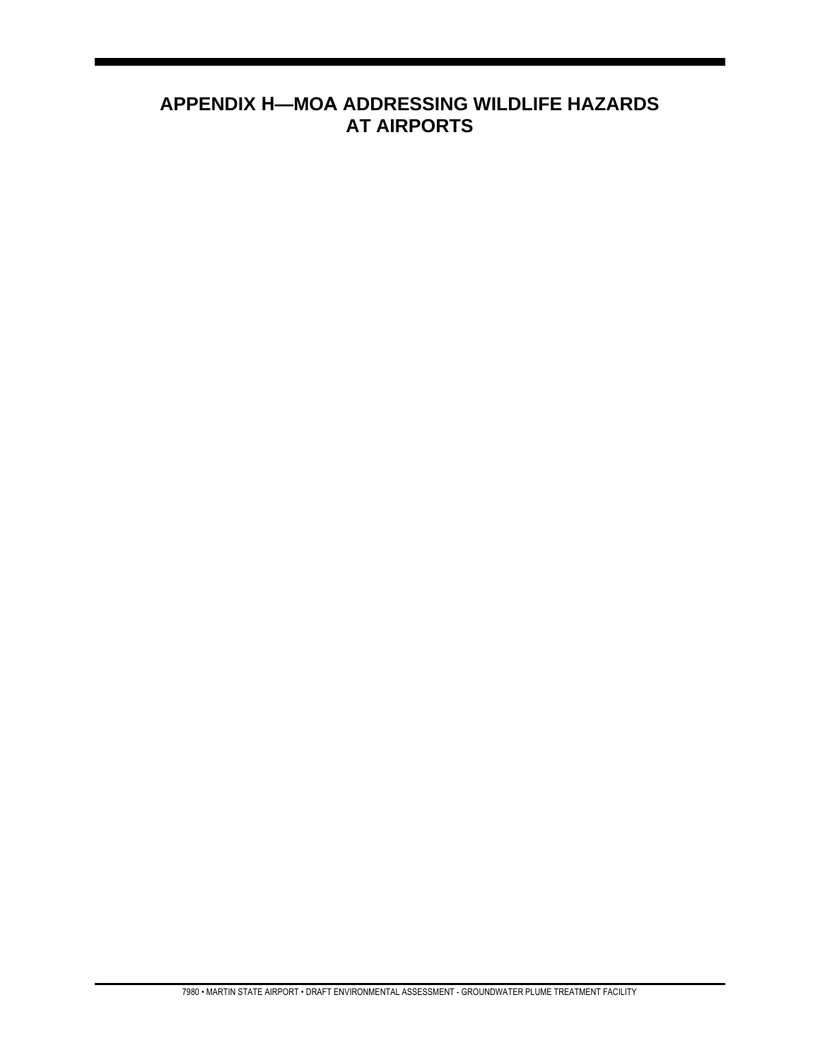# APPENDIX H—MOA ADDRESSING WILDLIFE HAZARDS AT AIRPORTS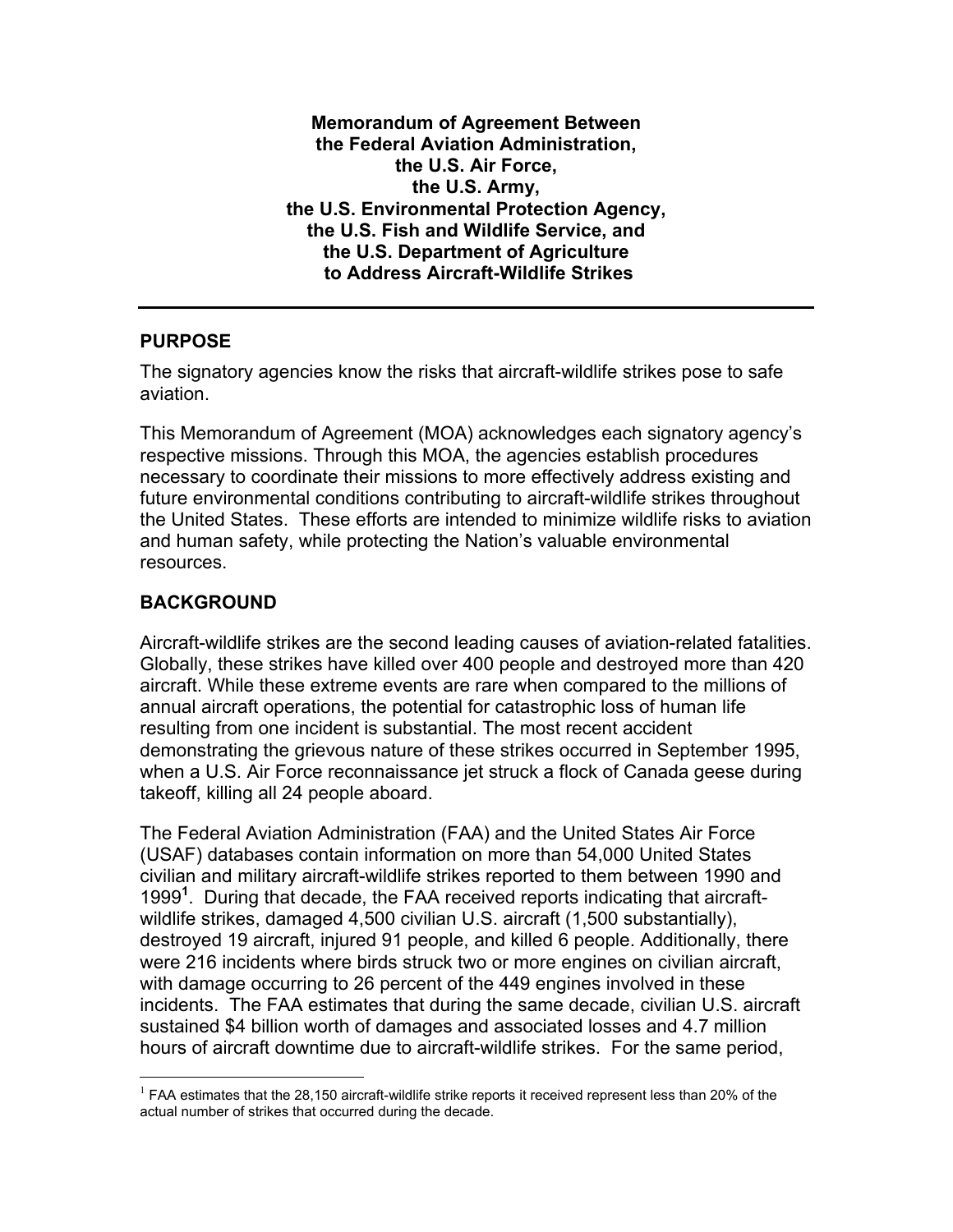**Memorandum of Agreement Between the Federal Aviation Administration, the U.S. Air Force, the U.S. Army, the U.S. Environmental Protection Agency, the U.S. Fish and Wildlife Service, and the U.S. Department of Agriculture to Address Aircraft-Wildlife Strikes**

---

## PURPOSE

The signatory agencies know the risks that aircraft-wildlife strikes pose to safe aviation.

This Memorandum of Agreement (MOA) acknowledges each signatory agency's respective missions. Through this MOA, the agencies establish procedures necessary to coordinate their missions to more effectively address existing and future environmental conditions contributing to aircraft-wildlife strikes throughout the United States. These efforts are intended to minimize wildlife risks to aviation and human safety, while protecting the Nation's valuable environmental resources.

## BACKGROUND

Aircraft-wildlife strikes are the second leading causes of aviation-related fatalities. Globally, these strikes have killed over 400 people and destroyed more than 420 aircraft. While these extreme events are rare when compared to the millions of annual aircraft operations, the potential for catastrophic loss of human life resulting from one incident is substantial. The most recent accident demonstrating the grievous nature of these strikes occurred in September 1995, when a U.S. Air Force reconnaissance jet struck a flock of Canada geese during takeoff, killing all 24 people aboard.

The Federal Aviation Administration (FAA) and the United States Air Force (USAF) databases contain information on more than 54,000 United States civilian and military aircraft-wildlife strikes reported to them between 1990 and 1999[1]. During that decade, the FAA received reports indicating that aircraft-wildlife strikes, damaged 4,500 civilian U.S. aircraft (1,500 substantially), destroyed 19 aircraft, injured 91 people, and killed 6 people. Additionally, there were 216 incidents where birds struck two or more engines on civilian aircraft, with damage occurring to 26 percent of the 449 engines involved in these incidents. The FAA estimates that during the same decade, civilian U.S. aircraft sustained $4 billion worth of damages and associated losses and 4.7 million hours of aircraft downtime due to aircraft-wildlife strikes. For the same period,

---

[1] FAA estimates that the 28,150 aircraft-wildlife strike reports it received represent less than 20% of the actual number of strikes that occurred during the decade.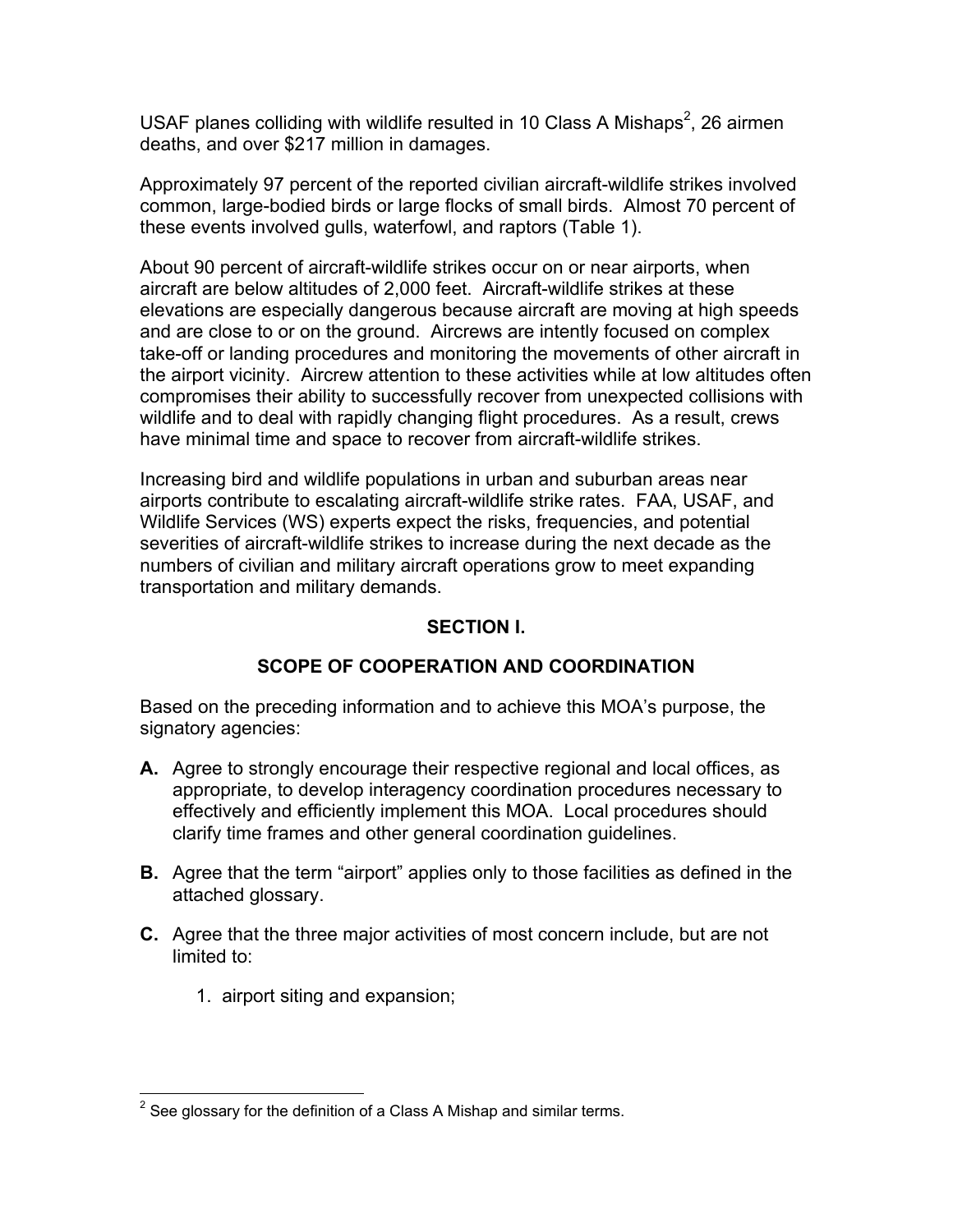USAF planes colliding with wildlife resulted in 10 Class A Mishaps[2], 26 airmen deaths, and over $217 million in damages.

Approximately 97 percent of the reported civilian aircraft-wildlife strikes involved common, large-bodied birds or large flocks of small birds. Almost 70 percent of these events involved gulls, waterfowl, and raptors (Table 1).

About 90 percent of aircraft-wildlife strikes occur on or near airports, when aircraft are below altitudes of 2,000 feet. Aircraft-wildlife strikes at these elevations are especially dangerous because aircraft are moving at high speeds and are close to or on the ground. Aircrews are intently focused on complex take-off or landing procedures and monitoring the movements of other aircraft in the airport vicinity. Aircrew attention to these activities while at low altitudes often compromises their ability to successfully recover from unexpected collisions with wildlife and to deal with rapidly changing flight procedures. As a result, crews have minimal time and space to recover from aircraft-wildlife strikes.

Increasing bird and wildlife populations in urban and suburban areas near airports contribute to escalating aircraft-wildlife strike rates. FAA, USAF, and Wildlife Services (WS) experts expect the risks, frequencies, and potential severities of aircraft-wildlife strikes to increase during the next decade as the numbers of civilian and military aircraft operations grow to meet expanding transportation and military demands.

## SECTION I.

## SCOPE OF COOPERATION AND COORDINATION

Based on the preceding information and to achieve this MOA's purpose, the signatory agencies:

**A.** Agree to strongly encourage their respective regional and local offices, as appropriate, to develop interagency coordination procedures necessary to effectively and efficiently implement this MOA. Local procedures should clarify time frames and other general coordination guidelines.

**B.** Agree that the term "airport" applies only to those facilities as defined in the attached glossary.

**C.** Agree that the three major activities of most concern include, but are not limited to:

1. airport siting and expansion;

---

[2] See glossary for the definition of a Class A Mishap and similar terms.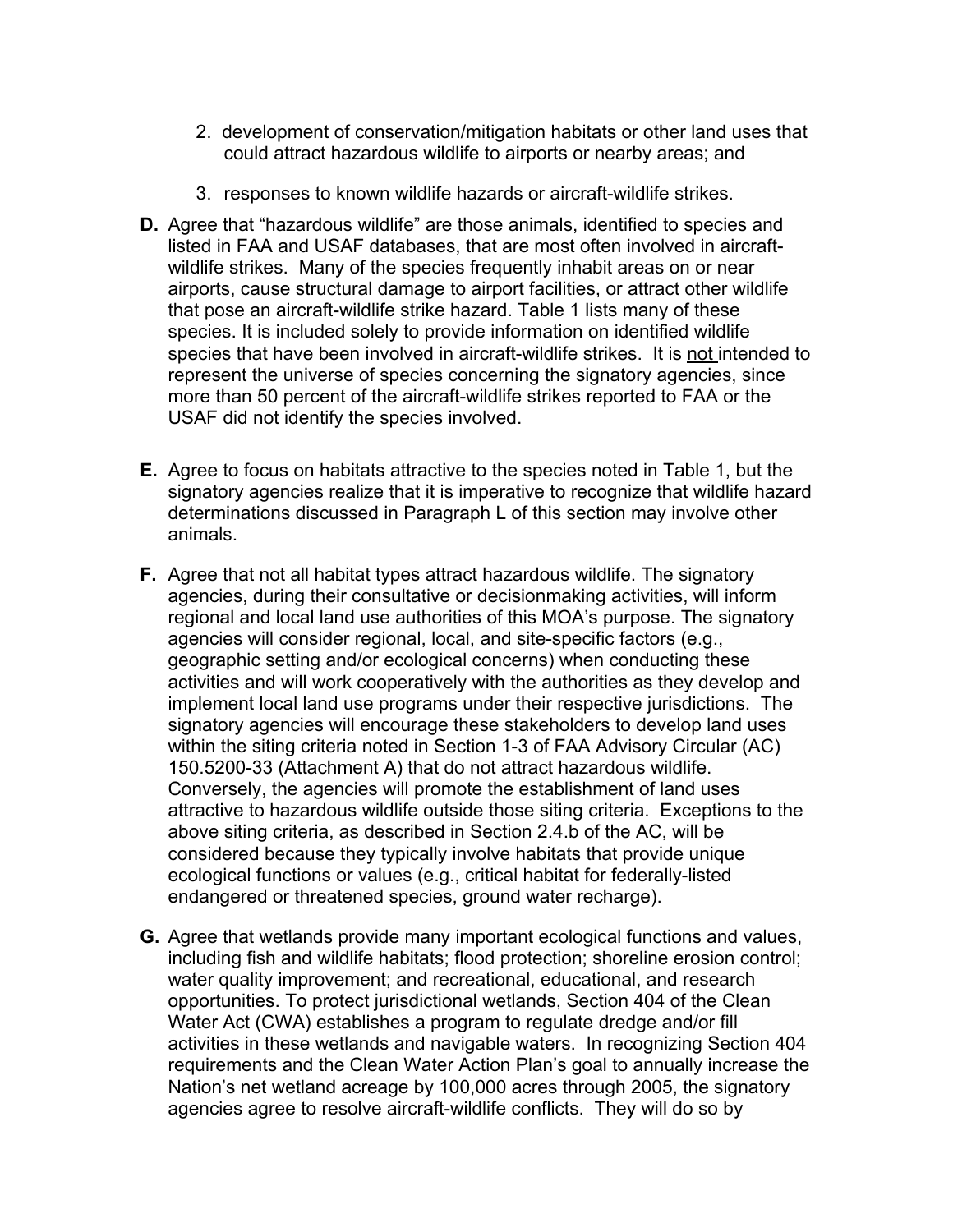2. development of conservation/mitigation habitats or other land uses that could attract hazardous wildlife to airports or nearby areas; and

3. responses to known wildlife hazards or aircraft-wildlife strikes.

**D.** Agree that "hazardous wildlife" are those animals, identified to species and listed in FAA and USAF databases, that are most often involved in aircraft-wildlife strikes. Many of the species frequently inhabit areas on or near airports, cause structural damage to airport facilities, or attract other wildlife that pose an aircraft-wildlife strike hazard. Table 1 lists many of these species. It is included solely to provide information on identified wildlife species that have been involved in aircraft-wildlife strikes. It is not intended to represent the universe of species concerning the signatory agencies, since more than 50 percent of the aircraft-wildlife strikes reported to FAA or the USAF did not identify the species involved.

**E.** Agree to focus on habitats attractive to the species noted in Table 1, but the signatory agencies realize that it is imperative to recognize that wildlife hazard determinations discussed in Paragraph L of this section may involve other animals.

**F.** Agree that not all habitat types attract hazardous wildlife. The signatory agencies, during their consultative or decisionmaking activities, will inform regional and local land use authorities of this MOA's purpose. The signatory agencies will consider regional, local, and site-specific factors (e.g., geographic setting and/or ecological concerns) when conducting these activities and will work cooperatively with the authorities as they develop and implement local land use programs under their respective jurisdictions. The signatory agencies will encourage these stakeholders to develop land uses within the siting criteria noted in Section 1-3 of FAA Advisory Circular (AC) 150.5200-33 (Attachment A) that do not attract hazardous wildlife. Conversely, the agencies will promote the establishment of land uses attractive to hazardous wildlife outside those siting criteria. Exceptions to the above siting criteria, as described in Section 2.4.b of the AC, will be considered because they typically involve habitats that provide unique ecological functions or values (e.g., critical habitat for federally-listed endangered or threatened species, ground water recharge).

**G.** Agree that wetlands provide many important ecological functions and values, including fish and wildlife habitats; flood protection; shoreline erosion control; water quality improvement; and recreational, educational, and research opportunities. To protect jurisdictional wetlands, Section 404 of the Clean Water Act (CWA) establishes a program to regulate dredge and/or fill activities in these wetlands and navigable waters. In recognizing Section 404 requirements and the Clean Water Action Plan's goal to annually increase the Nation's net wetland acreage by 100,000 acres through 2005, the signatory agencies agree to resolve aircraft-wildlife conflicts. They will do so by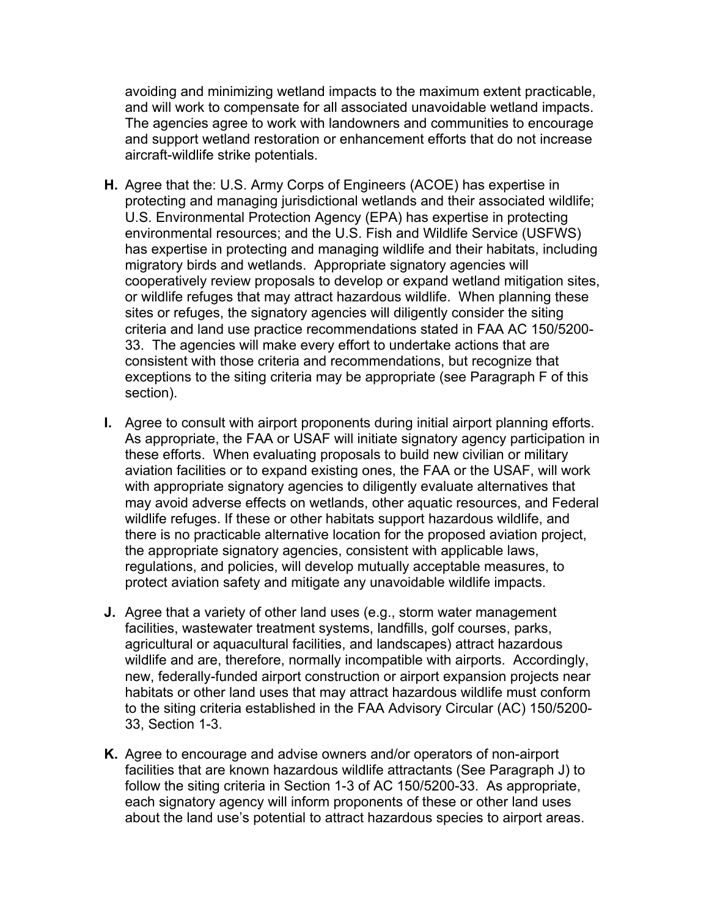avoiding and minimizing wetland impacts to the maximum extent practicable, and will work to compensate for all associated unavoidable wetland impacts. The agencies agree to work with landowners and communities to encourage and support wetland restoration or enhancement efforts that do not increase aircraft-wildlife strike potentials.

**H.** Agree that the: U.S. Army Corps of Engineers (ACOE) has expertise in protecting and managing jurisdictional wetlands and their associated wildlife; U.S. Environmental Protection Agency (EPA) has expertise in protecting environmental resources; and the U.S. Fish and Wildlife Service (USFWS) has expertise in protecting and managing wildlife and their habitats, including migratory birds and wetlands. Appropriate signatory agencies will cooperatively review proposals to develop or expand wetland mitigation sites, or wildlife refuges that may attract hazardous wildlife. When planning these sites or refuges, the signatory agencies will diligently consider the siting criteria and land use practice recommendations stated in FAA AC 150/5200-33. The agencies will make every effort to undertake actions that are consistent with those criteria and recommendations, but recognize that exceptions to the siting criteria may be appropriate (see Paragraph F of this section).

**I.** Agree to consult with airport proponents during initial airport planning efforts. As appropriate, the FAA or USAF will initiate signatory agency participation in these efforts. When evaluating proposals to build new civilian or military aviation facilities or to expand existing ones, the FAA or the USAF, will work with appropriate signatory agencies to diligently evaluate alternatives that may avoid adverse effects on wetlands, other aquatic resources, and Federal wildlife refuges. If these or other habitats support hazardous wildlife, and there is no practicable alternative location for the proposed aviation project, the appropriate signatory agencies, consistent with applicable laws, regulations, and policies, will develop mutually acceptable measures, to protect aviation safety and mitigate any unavoidable wildlife impacts.

**J.** Agree that a variety of other land uses (e.g., storm water management facilities, wastewater treatment systems, landfills, golf courses, parks, agricultural or aquacultural facilities, and landscapes) attract hazardous wildlife and are, therefore, normally incompatible with airports. Accordingly, new, federally-funded airport construction or airport expansion projects near habitats or other land uses that may attract hazardous wildlife must conform to the siting criteria established in the FAA Advisory Circular (AC) 150/5200-33, Section 1-3.

**K.** Agree to encourage and advise owners and/or operators of non-airport facilities that are known hazardous wildlife attractants (See Paragraph J) to follow the siting criteria in Section 1-3 of AC 150/5200-33. As appropriate, each signatory agency will inform proponents of these or other land uses about the land use's potential to attract hazardous species to airport areas.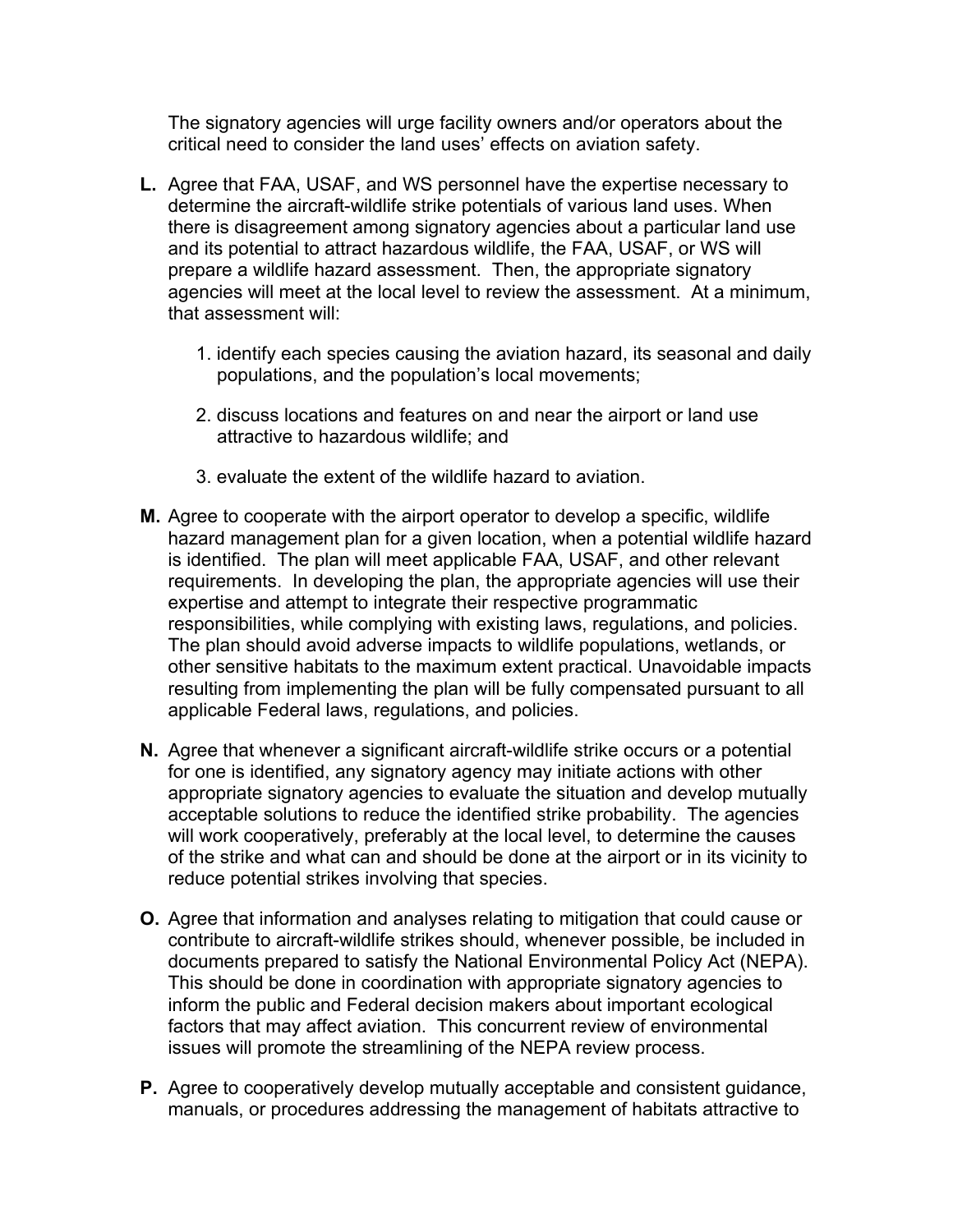The signatory agencies will urge facility owners and/or operators about the critical need to consider the land uses' effects on aviation safety.

**L.** Agree that FAA, USAF, and WS personnel have the expertise necessary to determine the aircraft-wildlife strike potentials of various land uses. When there is disagreement among signatory agencies about a particular land use and its potential to attract hazardous wildlife, the FAA, USAF, or WS will prepare a wildlife hazard assessment. Then, the appropriate signatory agencies will meet at the local level to review the assessment. At a minimum, that assessment will:

1. identify each species causing the aviation hazard, its seasonal and daily populations, and the population's local movements;

2. discuss locations and features on and near the airport or land use attractive to hazardous wildlife; and

3. evaluate the extent of the wildlife hazard to aviation.

**M.** Agree to cooperate with the airport operator to develop a specific, wildlife hazard management plan for a given location, when a potential wildlife hazard is identified. The plan will meet applicable FAA, USAF, and other relevant requirements. In developing the plan, the appropriate agencies will use their expertise and attempt to integrate their respective programmatic responsibilities, while complying with existing laws, regulations, and policies. The plan should avoid adverse impacts to wildlife populations, wetlands, or other sensitive habitats to the maximum extent practical. Unavoidable impacts resulting from implementing the plan will be fully compensated pursuant to all applicable Federal laws, regulations, and policies.

**N.** Agree that whenever a significant aircraft-wildlife strike occurs or a potential for one is identified, any signatory agency may initiate actions with other appropriate signatory agencies to evaluate the situation and develop mutually acceptable solutions to reduce the identified strike probability. The agencies will work cooperatively, preferably at the local level, to determine the causes of the strike and what can and should be done at the airport or in its vicinity to reduce potential strikes involving that species.

**O.** Agree that information and analyses relating to mitigation that could cause or contribute to aircraft-wildlife strikes should, whenever possible, be included in documents prepared to satisfy the National Environmental Policy Act (NEPA). This should be done in coordination with appropriate signatory agencies to inform the public and Federal decision makers about important ecological factors that may affect aviation. This concurrent review of environmental issues will promote the streamlining of the NEPA review process.

**P.** Agree to cooperatively develop mutually acceptable and consistent guidance, manuals, or procedures addressing the management of habitats attractive to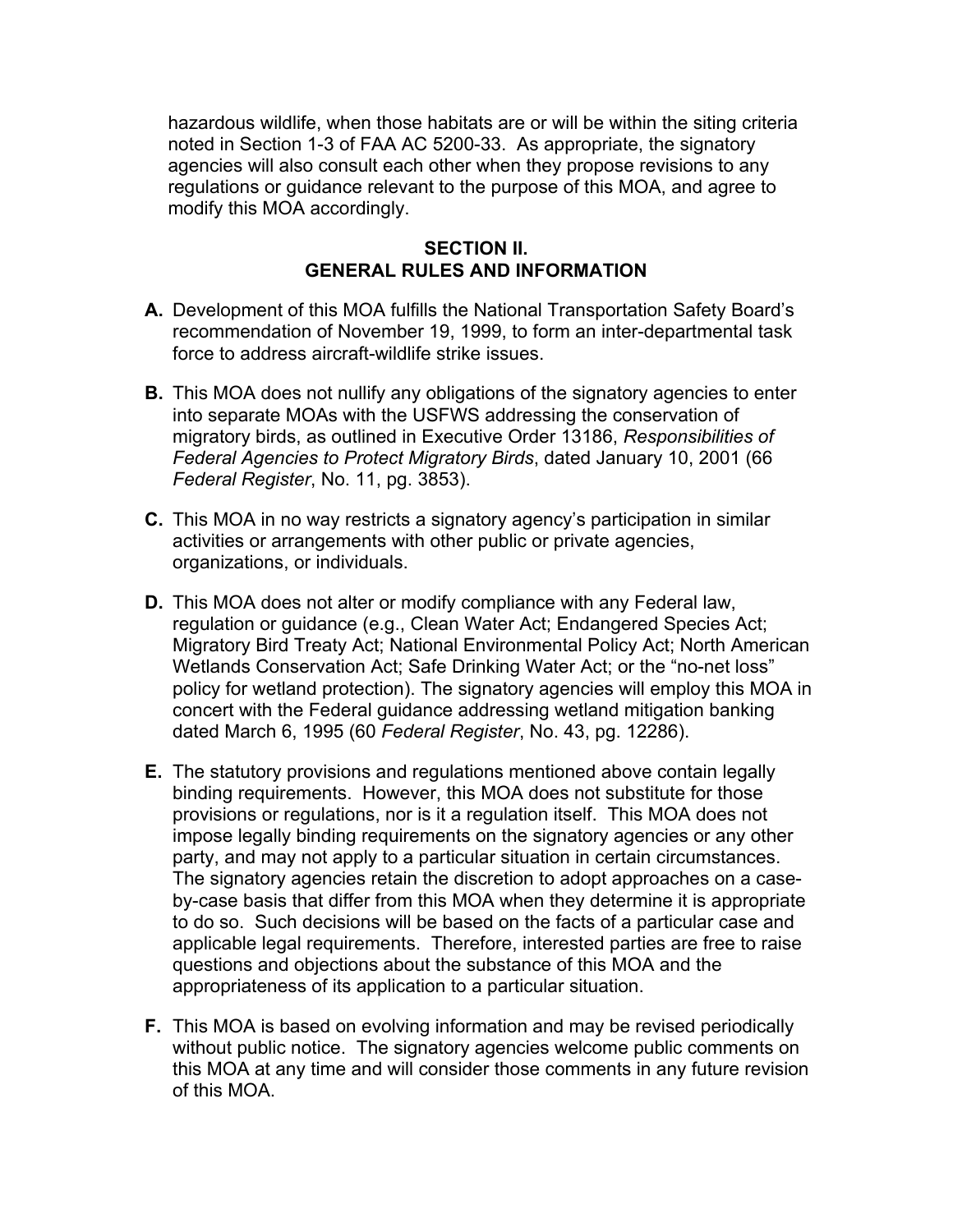hazardous wildlife, when those habitats are or will be within the siting criteria noted in Section 1-3 of FAA AC 5200-33. As appropriate, the signatory agencies will also consult each other when they propose revisions to any regulations or guidance relevant to the purpose of this MOA, and agree to modify this MOA accordingly.

## SECTION II. GENERAL RULES AND INFORMATION

**A.** Development of this MOA fulfills the National Transportation Safety Board's recommendation of November 19, 1999, to form an inter-departmental task force to address aircraft-wildlife strike issues.

**B.** This MOA does not nullify any obligations of the signatory agencies to enter into separate MOAs with the USFWS addressing the conservation of migratory birds, as outlined in Executive Order 13186, *Responsibilities of Federal Agencies to Protect Migratory Birds*, dated January 10, 2001 (66 *Federal Register*, No. 11, pg. 3853).

**C.** This MOA in no way restricts a signatory agency's participation in similar activities or arrangements with other public or private agencies, organizations, or individuals.

**D.** This MOA does not alter or modify compliance with any Federal law, regulation or guidance (e.g., Clean Water Act; Endangered Species Act; Migratory Bird Treaty Act; National Environmental Policy Act; North American Wetlands Conservation Act; Safe Drinking Water Act; or the "no-net loss" policy for wetland protection). The signatory agencies will employ this MOA in concert with the Federal guidance addressing wetland mitigation banking dated March 6, 1995 (60 *Federal Register*, No. 43, pg. 12286).

**E.** The statutory provisions and regulations mentioned above contain legally binding requirements. However, this MOA does not substitute for those provisions or regulations, nor is it a regulation itself. This MOA does not impose legally binding requirements on the signatory agencies or any other party, and may not apply to a particular situation in certain circumstances. The signatory agencies retain the discretion to adopt approaches on a case-by-case basis that differ from this MOA when they determine it is appropriate to do so. Such decisions will be based on the facts of a particular case and applicable legal requirements. Therefore, interested parties are free to raise questions and objections about the substance of this MOA and the appropriateness of its application to a particular situation.

**F.** This MOA is based on evolving information and may be revised periodically without public notice. The signatory agencies welcome public comments on this MOA at any time and will consider those comments in any future revision of this MOA.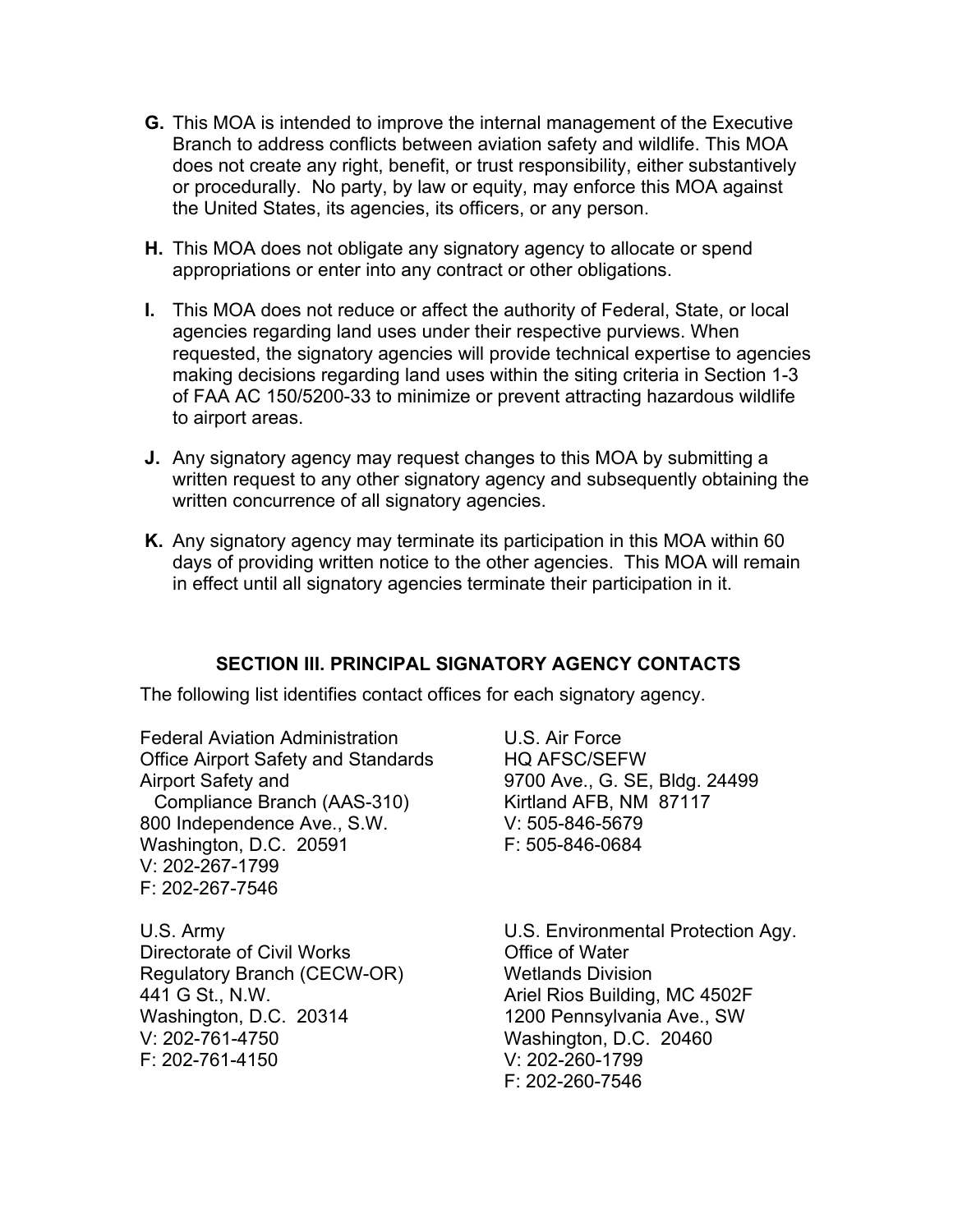**G.** This MOA is intended to improve the internal management of the Executive Branch to address conflicts between aviation safety and wildlife. This MOA does not create any right, benefit, or trust responsibility, either substantively or procedurally. No party, by law or equity, may enforce this MOA against the United States, its agencies, its officers, or any person.

**H.** This MOA does not obligate any signatory agency to allocate or spend appropriations or enter into any contract or other obligations.

**I.** This MOA does not reduce or affect the authority of Federal, State, or local agencies regarding land uses under their respective purviews. When requested, the signatory agencies will provide technical expertise to agencies making decisions regarding land uses within the siting criteria in Section 1-3 of FAA AC 150/5200-33 to minimize or prevent attracting hazardous wildlife to airport areas.

**J.** Any signatory agency may request changes to this MOA by submitting a written request to any other signatory agency and subsequently obtaining the written concurrence of all signatory agencies.

**K.** Any signatory agency may terminate its participation in this MOA within 60 days of providing written notice to the other agencies. This MOA will remain in effect until all signatory agencies terminate their participation in it.

## SECTION III. PRINCIPAL SIGNATORY AGENCY CONTACTS

The following list identifies contact offices for each signatory agency.

Federal Aviation Administration
Office Airport Safety and Standards
Airport Safety and
Compliance Branch (AAS-310)
800 Independence Ave., S.W.
Washington, D.C. 20591
V: 202-267-1799
F: 202-267-7546

U.S. Air Force
HQ AFSC/SEFW
9700 Ave., G. SE, Bldg. 24499
Kirtland AFB, NM 87117
V: 505-846-5679
F: 505-846-0684

U.S. Army
Directorate of Civil Works
Regulatory Branch (CECW-OR)
441 G St., N.W.
Washington, D.C. 20314
V: 202-761-4750
F: 202-761-4150

U.S. Environmental Protection Agy.
Office of Water
Wetlands Division
Ariel Rios Building, MC 4502F
1200 Pennsylvania Ave., SW
Washington, D.C. 20460
V: 202-260-1799
F: 202-260-7546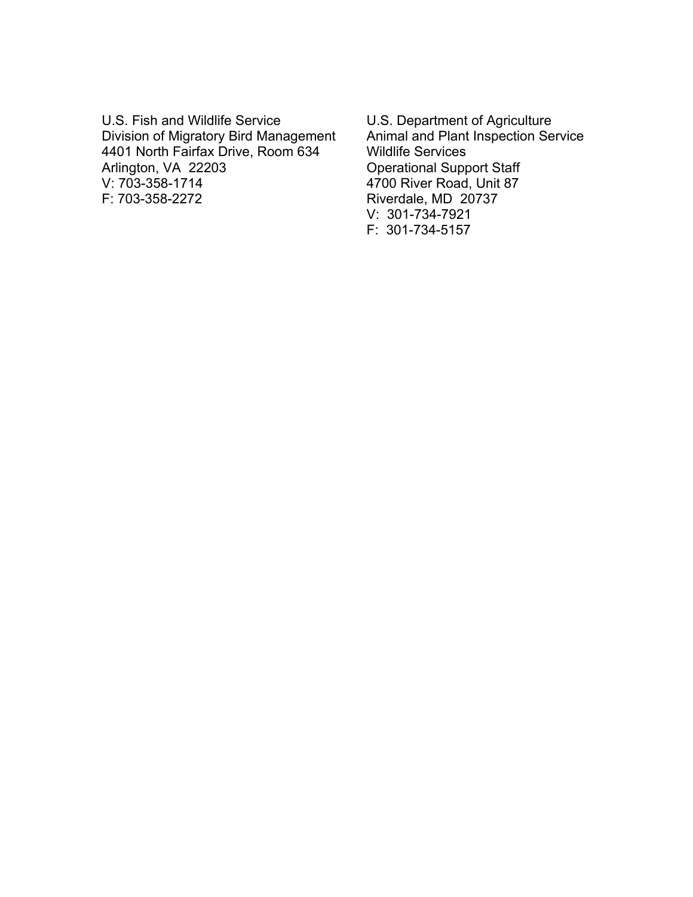U.S. Fish and Wildlife Service
Division of Migratory Bird Management
4401 North Fairfax Drive, Room 634
Arlington, VA 22203
V: 703-358-1714
F: 703-358-2272

U.S. Department of Agriculture
Animal and Plant Inspection Service
Wildlife Services
Operational Support Staff
4700 River Road, Unit 87
Riverdale, MD 20737
V: 301-734-7921
F: 301-734-5157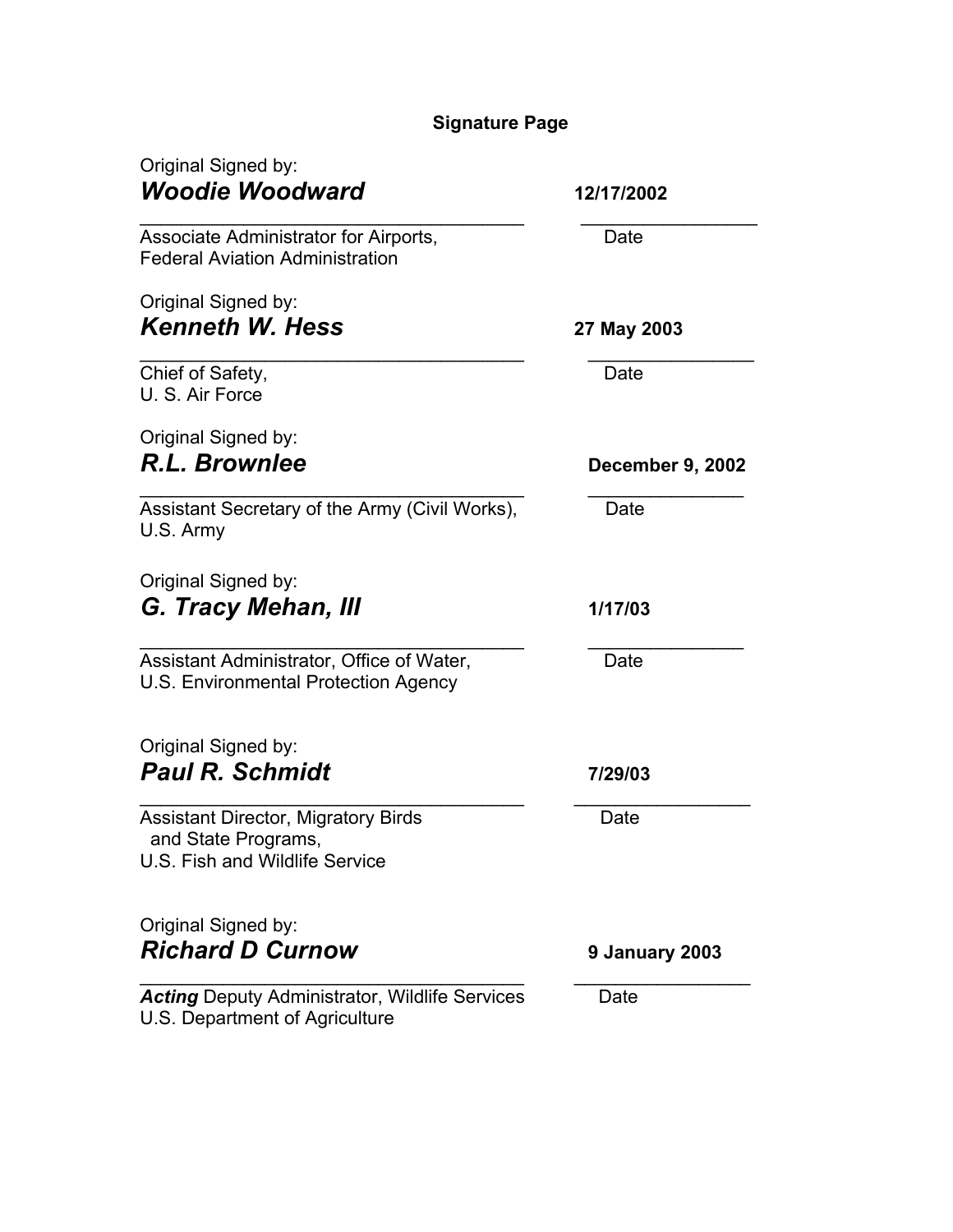**Signature Page**

Original Signed by:
***Woodie Woodward*** **12/17/2002**

\_\_\_\_\_\_\_\_\_\_\_\_\_\_\_\_\_\_\_\_\_\_\_\_\_\_\_\_\_\_\_\_\_\_\_\_\_\_ \_\_\_\_\_\_\_\_\_\_\_\_\_\_\_\_\_
Associate Administrator for Airports, Date
Federal Aviation Administration

Original Signed by:
***Kenneth W. Hess*** **27 May 2003**

\_\_\_\_\_\_\_\_\_\_\_\_\_\_\_\_\_\_\_\_\_\_\_\_\_\_\_\_\_\_\_\_\_\_\_\_\_\_ \_\_\_\_\_\_\_\_\_\_\_\_\_\_\_\_\_
Chief of Safety, Date
U. S. Air Force

Original Signed by:
***R.L. Brownlee*** **December 9, 2002**

\_\_\_\_\_\_\_\_\_\_\_\_\_\_\_\_\_\_\_\_\_\_\_\_\_\_\_\_\_\_\_\_\_\_\_\_\_\_ \_\_\_\_\_\_\_\_\_\_\_\_\_\_\_\_\_
Assistant Secretary of the Army (Civil Works), Date
U.S. Army

Original Signed by:
***G. Tracy Mehan, III*** **1/17/03**

\_\_\_\_\_\_\_\_\_\_\_\_\_\_\_\_\_\_\_\_\_\_\_\_\_\_\_\_\_\_\_\_\_\_\_\_\_\_ \_\_\_\_\_\_\_\_\_\_\_\_\_\_\_\_\_
Assistant Administrator, Office of Water, Date
U.S. Environmental Protection Agency

Original Signed by:
***Paul R. Schmidt*** **7/29/03**

\_\_\_\_\_\_\_\_\_\_\_\_\_\_\_\_\_\_\_\_\_\_\_\_\_\_\_\_\_\_\_\_\_\_\_\_\_\_ \_\_\_\_\_\_\_\_\_\_\_\_\_\_\_\_\_
Assistant Director, Migratory Birds Date
and State Programs,
U.S. Fish and Wildlife Service

Original Signed by:
***Richard D Curnow*** **9 January 2003**

\_\_\_\_\_\_\_\_\_\_\_\_\_\_\_\_\_\_\_\_\_\_\_\_\_\_\_\_\_\_\_\_\_\_\_\_\_\_ \_\_\_\_\_\_\_\_\_\_\_\_\_\_\_\_\_
***Acting*** Deputy Administrator, Wildlife Services Date
U.S. Department of Agriculture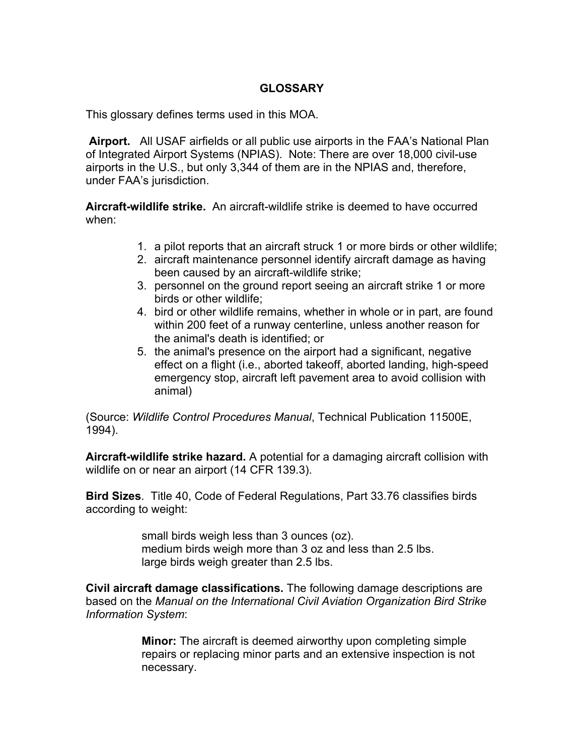## GLOSSARY

This glossary defines terms used in this MOA.

**Airport.** All USAF airfields or all public use airports in the FAA's National Plan of Integrated Airport Systems (NPIAS). Note: There are over 18,000 civil-use airports in the U.S., but only 3,344 of them are in the NPIAS and, therefore, under FAA's jurisdiction.

**Aircraft-wildlife strike.** An aircraft-wildlife strike is deemed to have occurred when:

1. a pilot reports that an aircraft struck 1 or more birds or other wildlife;
2. aircraft maintenance personnel identify aircraft damage as having been caused by an aircraft-wildlife strike;
3. personnel on the ground report seeing an aircraft strike 1 or more birds or other wildlife;
4. bird or other wildlife remains, whether in whole or in part, are found within 200 feet of a runway centerline, unless another reason for the animal's death is identified; or
5. the animal's presence on the airport had a significant, negative effect on a flight (i.e., aborted takeoff, aborted landing, high-speed emergency stop, aircraft left pavement area to avoid collision with animal)

(Source: *Wildlife Control Procedures Manual*, Technical Publication 11500E, 1994).

**Aircraft-wildlife strike hazard.** A potential for a damaging aircraft collision with wildlife on or near an airport (14 CFR 139.3).

**Bird Sizes**. Title 40, Code of Federal Regulations, Part 33.76 classifies birds according to weight:

small birds weigh less than 3 ounces (oz).
medium birds weigh more than 3 oz and less than 2.5 lbs.
large birds weigh greater than 2.5 lbs.

**Civil aircraft damage classifications.** The following damage descriptions are based on the *Manual on the International Civil Aviation Organization Bird Strike Information System*:

**Minor:** The aircraft is deemed airworthy upon completing simple repairs or replacing minor parts and an extensive inspection is not necessary.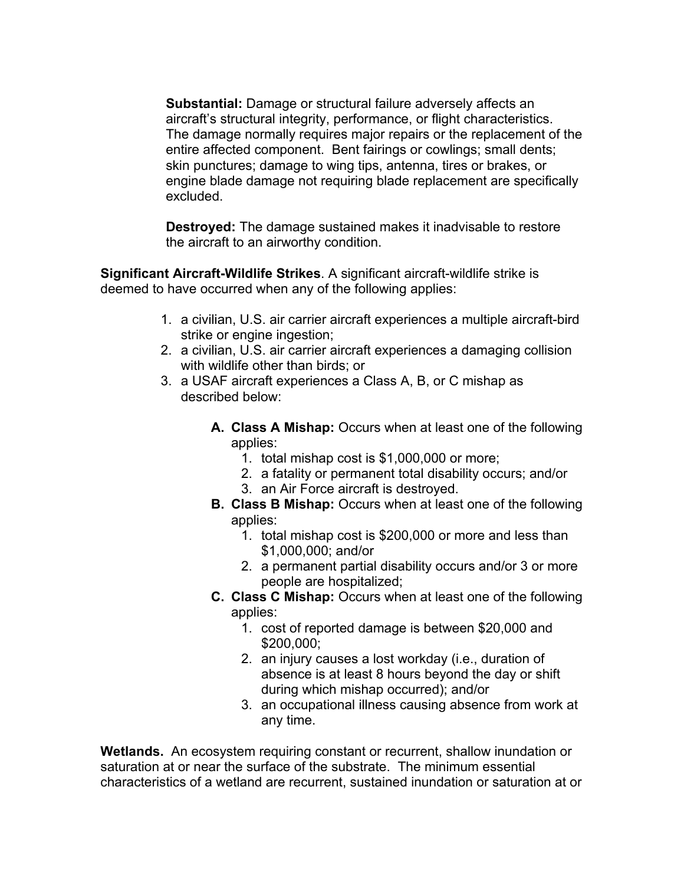**Substantial:** Damage or structural failure adversely affects an aircraft's structural integrity, performance, or flight characteristics. The damage normally requires major repairs or the replacement of the entire affected component. Bent fairings or cowlings; small dents; skin punctures; damage to wing tips, antenna, tires or brakes, or engine blade damage not requiring blade replacement are specifically excluded.

**Destroyed:** The damage sustained makes it inadvisable to restore the aircraft to an airworthy condition.

**Significant Aircraft-Wildlife Strikes**. A significant aircraft-wildlife strike is deemed to have occurred when any of the following applies:

1. a civilian, U.S. air carrier aircraft experiences a multiple aircraft-bird strike or engine ingestion;
2. a civilian, U.S. air carrier aircraft experiences a damaging collision with wildlife other than birds; or
3. a USAF aircraft experiences a Class A, B, or C mishap as described below:

   A. **Class A Mishap:** Occurs when at least one of the following applies:
      1. total mishap cost is $1,000,000 or more;
      2. a fatality or permanent total disability occurs; and/or
      3. an Air Force aircraft is destroyed.

   B. **Class B Mishap:** Occurs when at least one of the following applies:
      1. total mishap cost is $200,000 or more and less than $1,000,000; and/or
      2. a permanent partial disability occurs and/or 3 or more people are hospitalized;

   C. **Class C Mishap:** Occurs when at least one of the following applies:
      1. cost of reported damage is between $20,000 and $200,000;
      2. an injury causes a lost workday (i.e., duration of absence is at least 8 hours beyond the day or shift during which mishap occurred); and/or
      3. an occupational illness causing absence from work at any time.

**Wetlands.** An ecosystem requiring constant or recurrent, shallow inundation or saturation at or near the surface of the substrate. The minimum essential characteristics of a wetland are recurrent, sustained inundation or saturation at or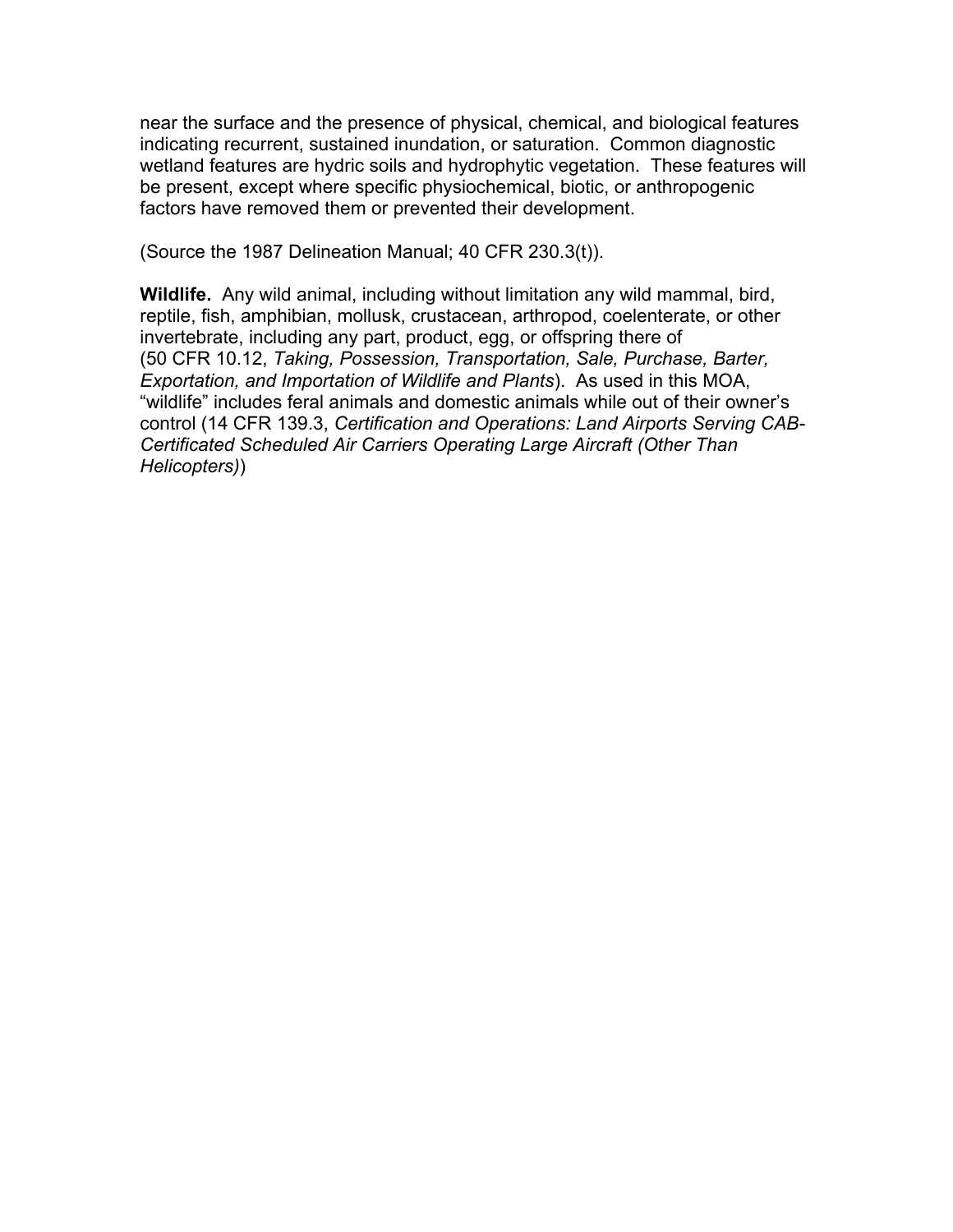near the surface and the presence of physical, chemical, and biological features indicating recurrent, sustained inundation, or saturation. Common diagnostic wetland features are hydric soils and hydrophytic vegetation. These features will be present, except where specific physiochemical, biotic, or anthropogenic factors have removed them or prevented their development.

(Source the 1987 Delineation Manual; 40 CFR 230.3(t)).

**Wildlife.** Any wild animal, including without limitation any wild mammal, bird, reptile, fish, amphibian, mollusk, crustacean, arthropod, coelenterate, or other invertebrate, including any part, product, egg, or offspring there of (50 CFR 10.12, *Taking, Possession, Transportation, Sale, Purchase, Barter, Exportation, and Importation of Wildlife and Plants*). As used in this MOA, “wildlife” includes feral animals and domestic animals while out of their owner’s control (14 CFR 139.3, *Certification and Operations: Land Airports Serving CAB-Certificated Scheduled Air Carriers Operating Large Aircraft (Other Than Helicopters)*)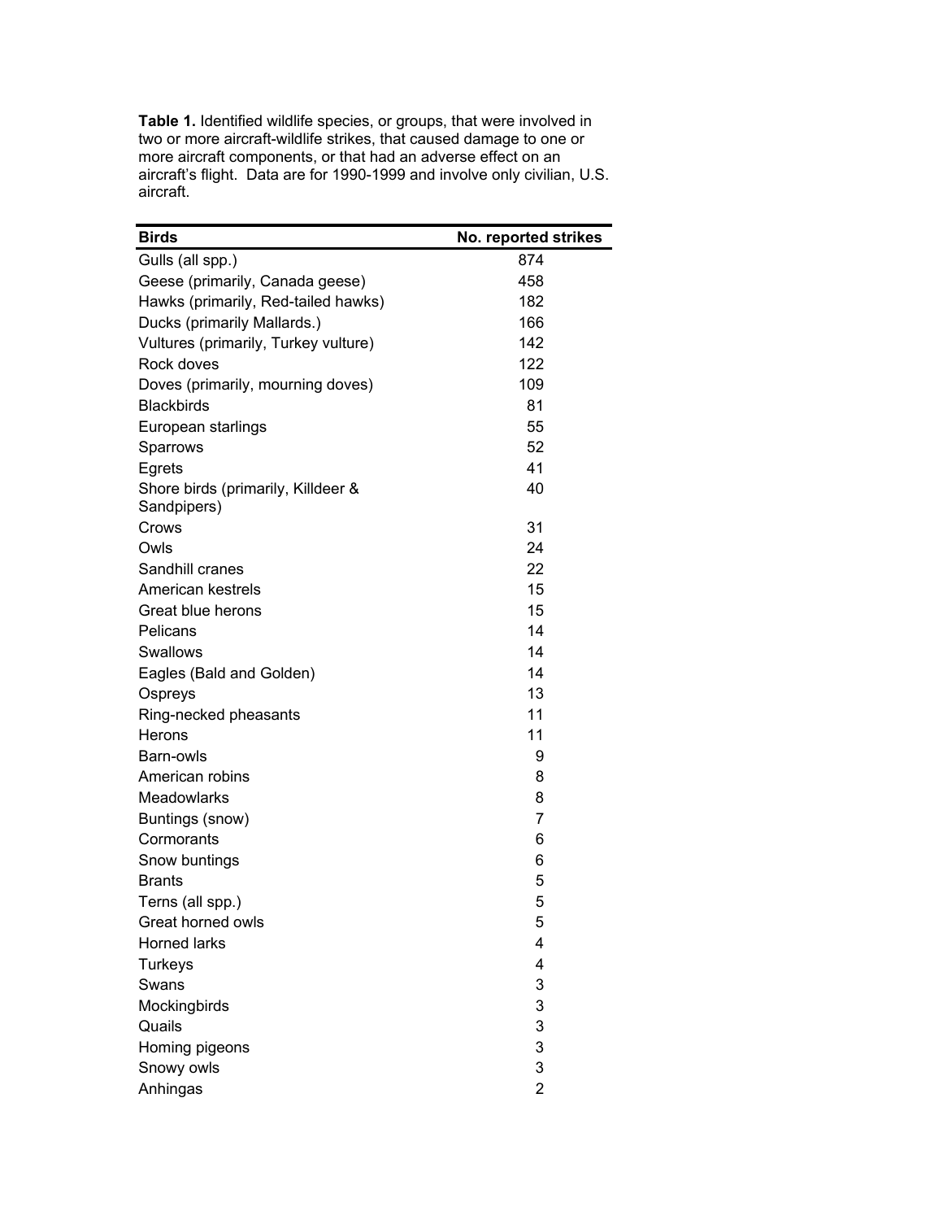**Table 1.** Identified wildlife species, or groups, that were involved in two or more aircraft-wildlife strikes, that caused damage to one or more aircraft components, or that had an adverse effect on an aircraft's flight. Data are for 1990-1999 and involve only civilian, U.S. aircraft.

| Birds | No. reported strikes |
|---|---|
| Gulls (all spp.) | 874 |
| Geese (primarily, Canada geese) | 458 |
| Hawks (primarily, Red-tailed hawks) | 182 |
| Ducks (primarily Mallards.) | 166 |
| Vultures (primarily, Turkey vulture) | 142 |
| Rock doves | 122 |
| Doves (primarily, mourning doves) | 109 |
| Blackbirds | 81 |
| European starlings | 55 |
| Sparrows | 52 |
| Egrets | 41 |
| Shore birds (primarily, Killdeer & Sandpipers) | 40 |
| Crows | 31 |
| Owls | 24 |
| Sandhill cranes | 22 |
| American kestrels | 15 |
| Great blue herons | 15 |
| Pelicans | 14 |
| Swallows | 14 |
| Eagles (Bald and Golden) | 14 |
| Ospreys | 13 |
| Ring-necked pheasants | 11 |
| Herons | 11 |
| Barn-owls | 9 |
| American robins | 8 |
| Meadowlarks | 8 |
| Buntings (snow) | 7 |
| Cormorants | 6 |
| Snow buntings | 6 |
| Brants | 5 |
| Terns (all spp.) | 5 |
| Great horned owls | 5 |
| Horned larks | 4 |
| Turkeys | 4 |
| Swans | 3 |
| Mockingbirds | 3 |
| Quails | 3 |
| Homing pigeons | 3 |
| Snowy owls | 3 |
| Anhingas | 2 |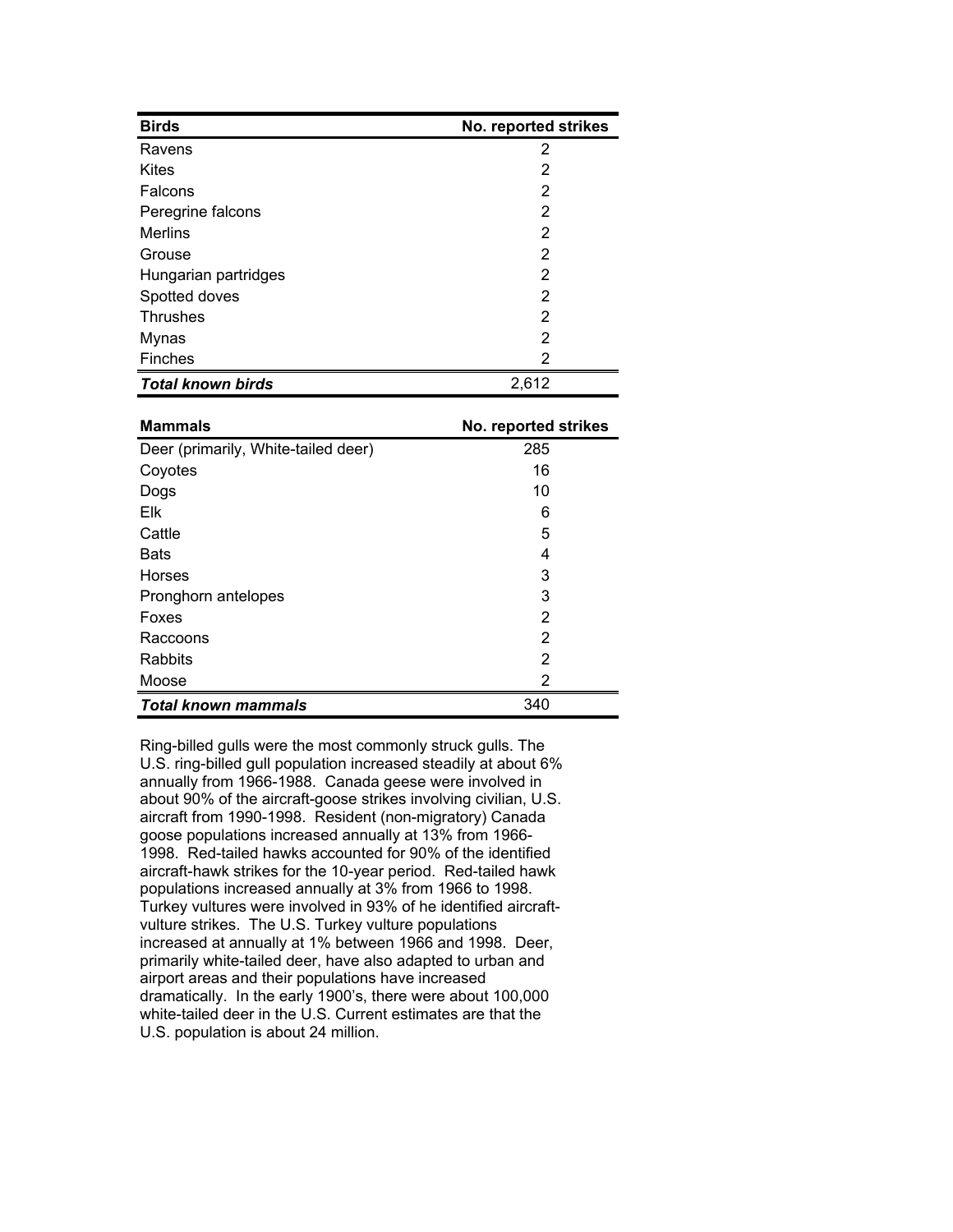| Birds | No. reported strikes |
| --- | --- |
| Ravens | 2 |
| Kites | 2 |
| Falcons | 2 |
| Peregrine falcons | 2 |
| Merlins | 2 |
| Grouse | 2 |
| Hungarian partridges | 2 |
| Spotted doves | 2 |
| Thrushes | 2 |
| Mynas | 2 |
| Finches | 2 |
| ***Total known birds*** | 2,612 |

| Mammals | No. reported strikes |
| --- | --- |
| Deer (primarily, White-tailed deer) | 285 |
| Coyotes | 16 |
| Dogs | 10 |
| Elk | 6 |
| Cattle | 5 |
| Bats | 4 |
| Horses | 3 |
| Pronghorn antelopes | 3 |
| Foxes | 2 |
| Raccoons | 2 |
| Rabbits | 2 |
| Moose | 2 |
| ***Total known mammals*** | 340 |

Ring-billed gulls were the most commonly struck gulls. The U.S. ring-billed gull population increased steadily at about 6% annually from 1966-1988. Canada geese were involved in about 90% of the aircraft-goose strikes involving civilian, U.S. aircraft from 1990-1998. Resident (non-migratory) Canada goose populations increased annually at 13% from 1966-1998. Red-tailed hawks accounted for 90% of the identified aircraft-hawk strikes for the 10-year period. Red-tailed hawk populations increased annually at 3% from 1966 to 1998. Turkey vultures were involved in 93% of he identified aircraft-vulture strikes. The U.S. Turkey vulture populations increased at annually at 1% between 1966 and 1998. Deer, primarily white-tailed deer, have also adapted to urban and airport areas and their populations have increased dramatically. In the early 1900's, there were about 100,000 white-tailed deer in the U.S. Current estimates are that the U.S. population is about 24 million.